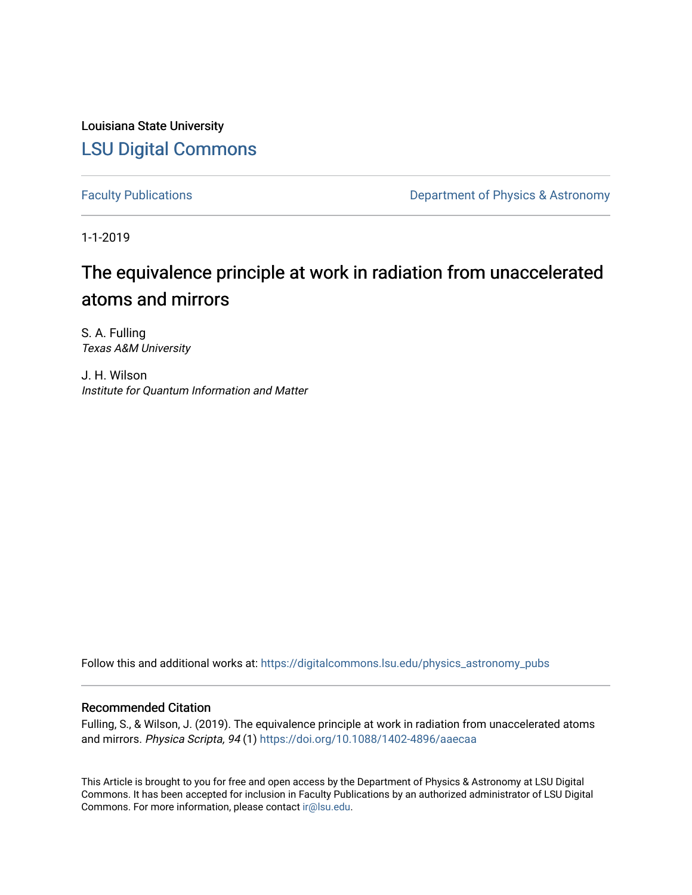Louisiana State University

# LSU Digital Commons

Faculty Publications — Department of Physics & Astronomy

1-1-2019

## The equivalence principle at work in radiation from unaccelerated atoms and mirrors

S. A. Fulling
*Texas A&M University*

J. H. Wilson
*Institute for Quantum Information and Matter*

Follow this and additional works at: https://digitalcommons.lsu.edu/physics_astronomy_pubs

### Recommended Citation

Fulling, S., & Wilson, J. (2019). The equivalence principle at work in radiation from unaccelerated atoms and mirrors. *Physica Scripta, 94* (1) https://doi.org/10.1088/1402-4896/aaecaa

This Article is brought to you for free and open access by the Department of Physics & Astronomy at LSU Digital Commons. It has been accepted for inclusion in Faculty Publications by an authorized administrator of LSU Digital Commons. For more information, please contact ir@lsu.edu.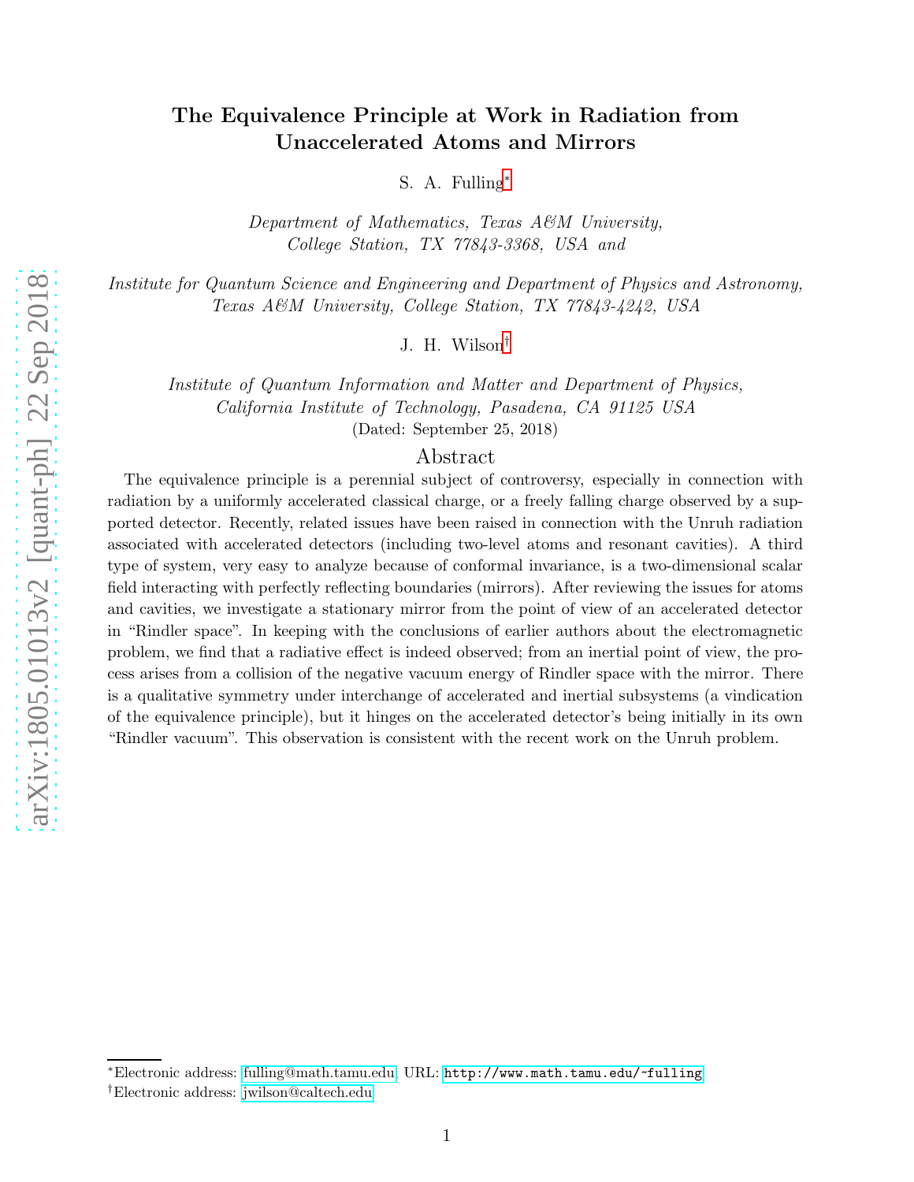# The Equivalence Principle at Work in Radiation from Unaccelerated Atoms and Mirrors

S. A. Fulling[*]

*Department of Mathematics, Texas A&M University,*
*College Station, TX 77843-3368, USA and*

*Institute for Quantum Science and Engineering and Department of Physics and Astronomy,*
*Texas A&M University, College Station, TX 77843-4242, USA*

J. H. Wilson[†]

*Institute of Quantum Information and Matter and Department of Physics,*
*California Institute of Technology, Pasadena, CA 91125 USA*

(Dated: September 25, 2018)

## Abstract

The equivalence principle is a perennial subject of controversy, especially in connection with radiation by a uniformly accelerated classical charge, or a freely falling charge observed by a supported detector. Recently, related issues have been raised in connection with the Unruh radiation associated with accelerated detectors (including two-level atoms and resonant cavities). A third type of system, very easy to analyze because of conformal invariance, is a two-dimensional scalar field interacting with perfectly reflecting boundaries (mirrors). After reviewing the issues for atoms and cavities, we investigate a stationary mirror from the point of view of an accelerated detector in "Rindler space". In keeping with the conclusions of earlier authors about the electromagnetic problem, we find that a radiative effect is indeed observed; from an inertial point of view, the process arises from a collision of the negative vacuum energy of Rindler space with the mirror. There is a qualitative symmetry under interchange of accelerated and inertial subsystems (a vindication of the equivalence principle), but it hinges on the accelerated detector's being initially in its own "Rindler vacuum". This observation is consistent with the recent work on the Unruh problem.

---

[*]Electronic address: fulling@math.tamu.edu; URL: http://www.math.tamu.edu/~fulling

[†]Electronic address: jwilson@caltech.edu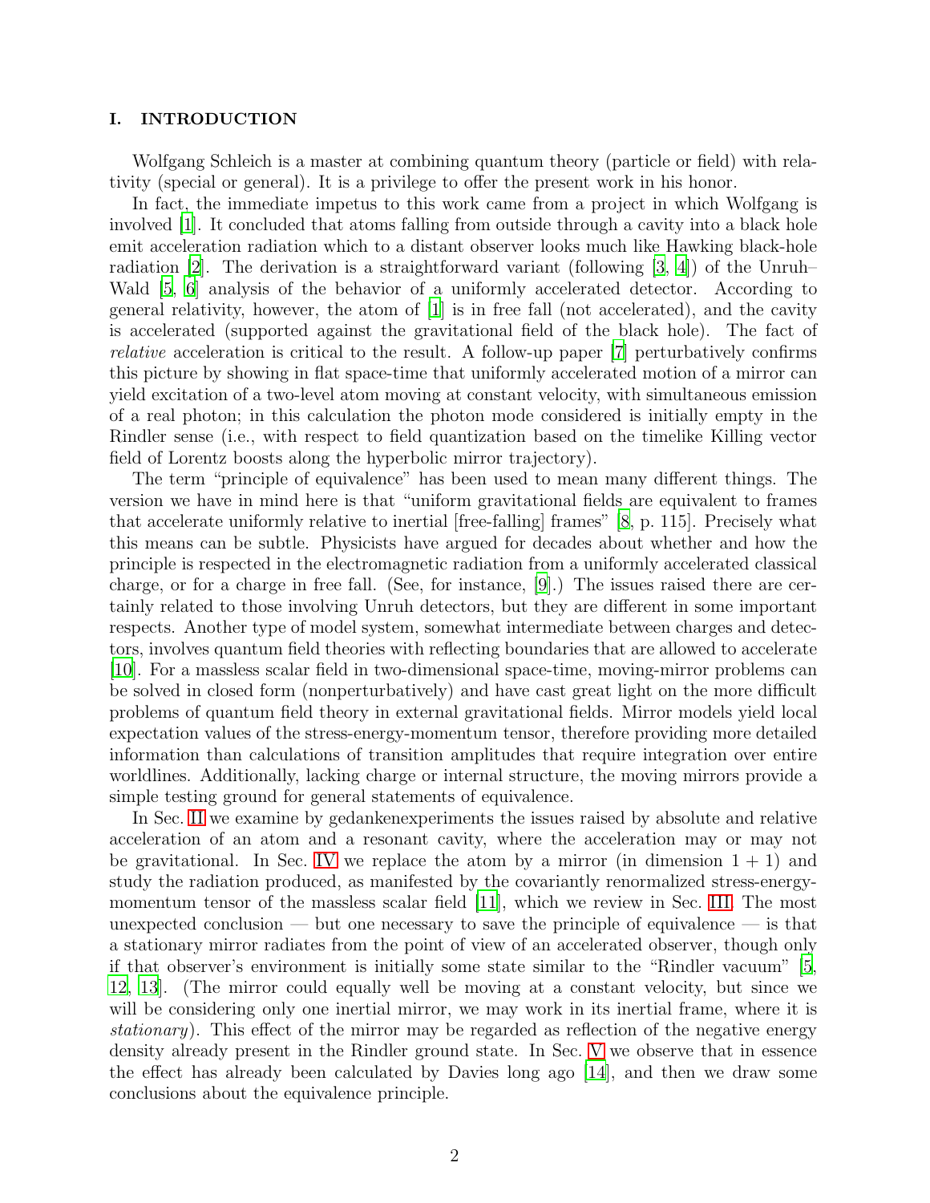## I. INTRODUCTION

Wolfgang Schleich is a master at combining quantum theory (particle or field) with relativity (special or general). It is a privilege to offer the present work in his honor.

In fact, the immediate impetus to this work came from a project in which Wolfgang is involved [1]. It concluded that atoms falling from outside through a cavity into a black hole emit acceleration radiation which to a distant observer looks much like Hawking black-hole radiation [2]. The derivation is a straightforward variant (following [3, 4]) of the Unruh–Wald [5, 6] analysis of the behavior of a uniformly accelerated detector. According to general relativity, however, the atom of [1] is in free fall (not accelerated), and the cavity is accelerated (supported against the gravitational field of the black hole). The fact of *relative* acceleration is critical to the result. A follow-up paper [7] perturbatively confirms this picture by showing in flat space-time that uniformly accelerated motion of a mirror can yield excitation of a two-level atom moving at constant velocity, with simultaneous emission of a real photon; in this calculation the photon mode considered is initially empty in the Rindler sense (i.e., with respect to field quantization based on the timelike Killing vector field of Lorentz boosts along the hyperbolic mirror trajectory).

The term "principle of equivalence" has been used to mean many different things. The version we have in mind here is that "uniform gravitational fields are equivalent to frames that accelerate uniformly relative to inertial [free-falling] frames" [8, p. 115]. Precisely what this means can be subtle. Physicists have argued for decades about whether and how the principle is respected in the electromagnetic radiation from a uniformly accelerated classical charge, or for a charge in free fall. (See, for instance, [9].) The issues raised there are certainly related to those involving Unruh detectors, but they are different in some important respects. Another type of model system, somewhat intermediate between charges and detectors, involves quantum field theories with reflecting boundaries that are allowed to accelerate [10]. For a massless scalar field in two-dimensional space-time, moving-mirror problems can be solved in closed form (nonperturbatively) and have cast great light on the more difficult problems of quantum field theory in external gravitational fields. Mirror models yield local expectation values of the stress-energy-momentum tensor, therefore providing more detailed information than calculations of transition amplitudes that require integration over entire worldlines. Additionally, lacking charge or internal structure, the moving mirrors provide a simple testing ground for general statements of equivalence.

In Sec. II we examine by gedankenexperiments the issues raised by absolute and relative acceleration of an atom and a resonant cavity, where the acceleration may or may not be gravitational. In Sec. IV we replace the atom by a mirror (in dimension $1 + 1$) and study the radiation produced, as manifested by the covariantly renormalized stress-energy-momentum tensor of the massless scalar field [11], which we review in Sec. III. The most unexpected conclusion — but one necessary to save the principle of equivalence — is that a stationary mirror radiates from the point of view of an accelerated observer, though only if that observer's environment is initially some state similar to the "Rindler vacuum" [5, 12, 13]. (The mirror could equally well be moving at a constant velocity, but since we will be considering only one inertial mirror, we may work in its inertial frame, where it is *stationary*). This effect of the mirror may be regarded as reflection of the negative energy density already present in the Rindler ground state. In Sec. V we observe that in essence the effect has already been calculated by Davies long ago [14], and then we draw some conclusions about the equivalence principle.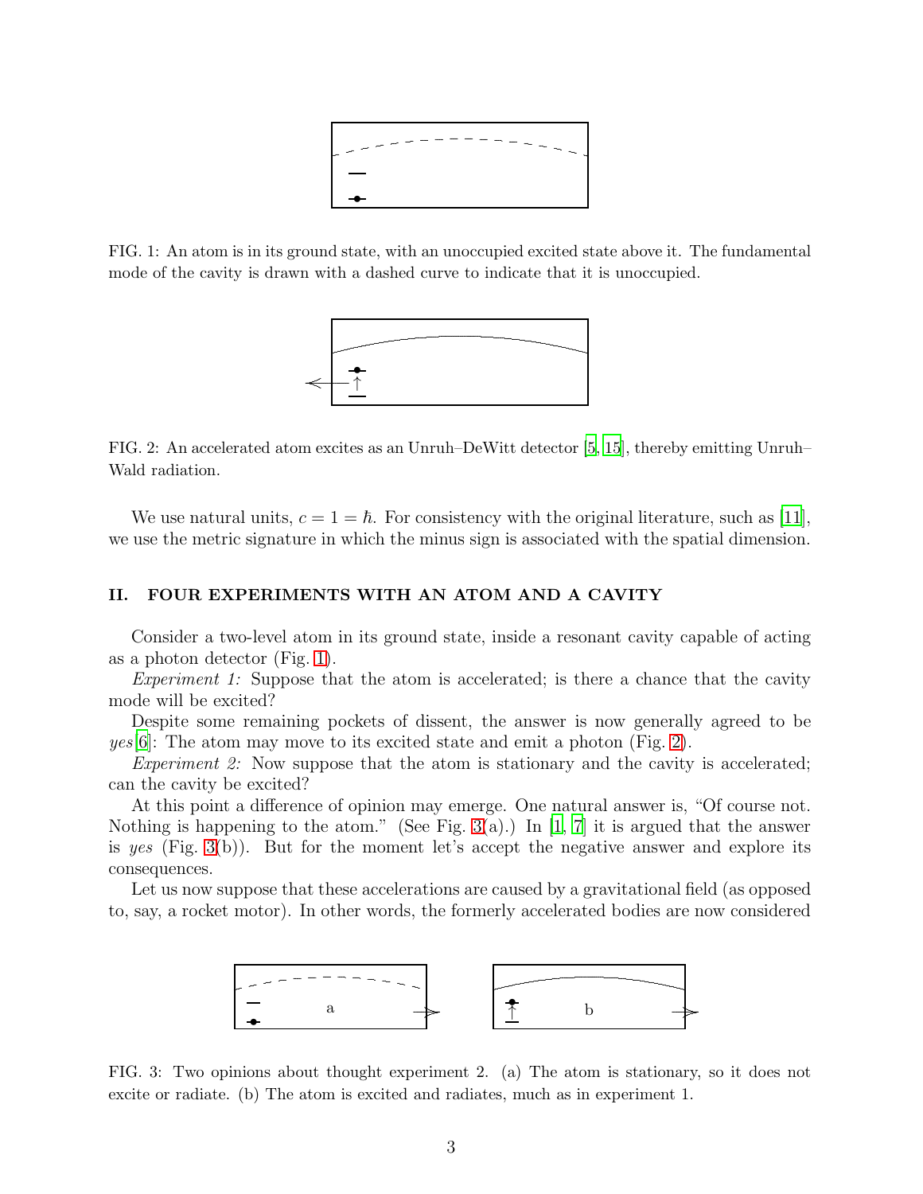FIG. 1: An atom is in its ground state, with an unoccupied excited state above it. The fundamental mode of the cavity is drawn with a dashed curve to indicate that it is unoccupied.

FIG. 2: An accelerated atom excites as an Unruh–DeWitt detector [5, 15], thereby emitting Unruh–Wald radiation.

We use natural units, $c = 1 = \hbar$. For consistency with the original literature, such as [11], we use the metric signature in which the minus sign is associated with the spatial dimension.

## II. FOUR EXPERIMENTS WITH AN ATOM AND A CAVITY

Consider a two-level atom in its ground state, inside a resonant cavity capable of acting as a photon detector (Fig. 1).

*Experiment 1:* Suppose that the atom is accelerated; is there a chance that the cavity mode will be excited?

Despite some remaining pockets of dissent, the answer is now generally agreed to be *yes*[6]: The atom may move to its excited state and emit a photon (Fig. 2).

*Experiment 2:* Now suppose that the atom is stationary and the cavity is accelerated; can the cavity be excited?

At this point a difference of opinion may emerge. One natural answer is, "Of course not. Nothing is happening to the atom." (See Fig. 3(a).) In [1, 7] it is argued that the answer is *yes* (Fig. 3(b)). But for the moment let's accept the negative answer and explore its consequences.

Let us now suppose that these accelerations are caused by a gravitational field (as opposed to, say, a rocket motor). In other words, the formerly accelerated bodies are now considered

FIG. 3: Two opinions about thought experiment 2. (a) The atom is stationary, so it does not excite or radiate. (b) The atom is excited and radiates, much as in experiment 1.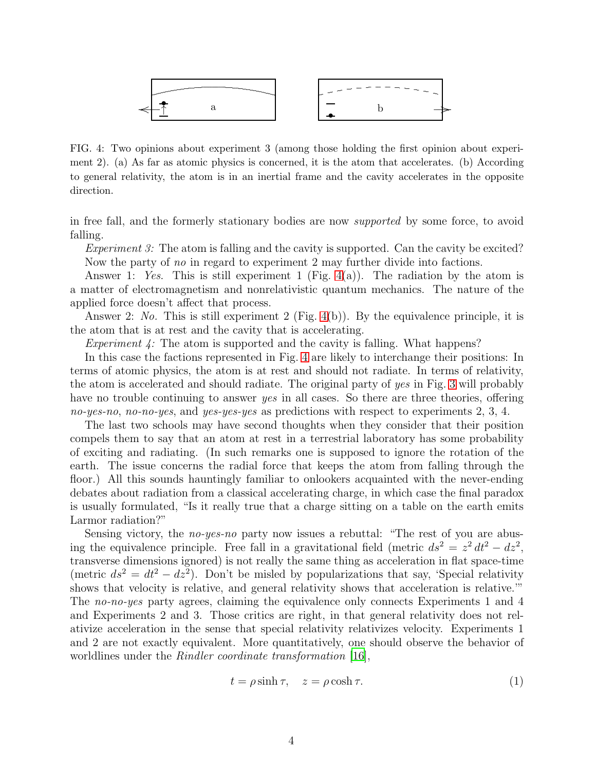FIG. 4: Two opinions about experiment 3 (among those holding the first opinion about experiment 2). (a) As far as atomic physics is concerned, it is the atom that accelerates. (b) According to general relativity, the atom is in an inertial frame and the cavity accelerates in the opposite direction.

in free fall, and the formerly stationary bodies are now *supported* by some force, to avoid falling.

*Experiment 3:* The atom is falling and the cavity is supported. Can the cavity be excited? Now the party of *no* in regard to experiment 2 may further divide into factions.

Answer 1: *Yes.* This is still experiment 1 (Fig. 4(a)). The radiation by the atom is a matter of electromagnetism and nonrelativistic quantum mechanics. The nature of the applied force doesn't affect that process.

Answer 2: *No.* This is still experiment 2 (Fig. 4(b)). By the equivalence principle, it is the atom that is at rest and the cavity that is accelerating.

*Experiment 4:* The atom is supported and the cavity is falling. What happens?

In this case the factions represented in Fig. 4 are likely to interchange their positions: In terms of atomic physics, the atom is at rest and should not radiate. In terms of relativity, the atom is accelerated and should radiate. The original party of *yes* in Fig. 3 will probably have no trouble continuing to answer *yes* in all cases. So there are three theories, offering *no-yes-no*, *no-no-yes*, and *yes-yes-yes* as predictions with respect to experiments 2, 3, 4.

The last two schools may have second thoughts when they consider that their position compels them to say that an atom at rest in a terrestrial laboratory has some probability of exciting and radiating. (In such remarks one is supposed to ignore the rotation of the earth. The issue concerns the radial force that keeps the atom from falling through the floor.) All this sounds hauntingly familiar to onlookers acquainted with the never-ending debates about radiation from a classical accelerating charge, in which case the final paradox is usually formulated, "Is it really true that a charge sitting on a table on the earth emits Larmor radiation?"

Sensing victory, the *no-yes-no* party now issues a rebuttal: "The rest of you are abusing the equivalence principle. Free fall in a gravitational field (metric $ds^2 = z^2\,dt^2 - dz^2$, transverse dimensions ignored) is not really the same thing as acceleration in flat space-time (metric $ds^2 = dt^2 - dz^2$). Don't be misled by popularizations that say, 'Special relativity shows that velocity is relative, and general relativity shows that acceleration is relative.'" The *no-no-yes* party agrees, claiming the equivalence only connects Experiments 1 and 4 and Experiments 2 and 3. Those critics are right, in that general relativity does not relativize acceleration in the sense that special relativity relativizes velocity. Experiments 1 and 2 are not exactly equivalent. More quantitatively, one should observe the behavior of worldlines under the *Rindler coordinate transformation* [16],

$$t = \rho \sinh \tau, \quad z = \rho \cosh \tau. \tag{1}$$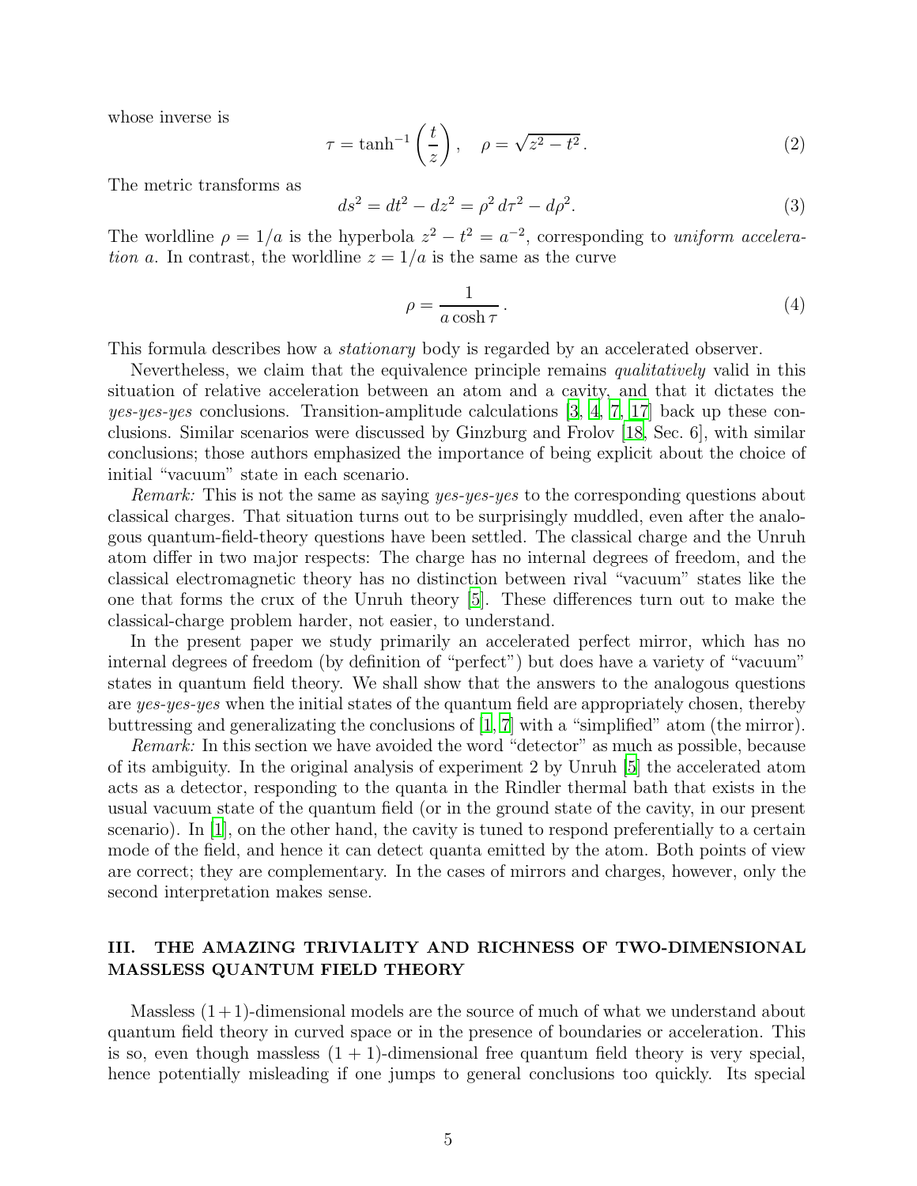whose inverse is

$$\tau = \tanh^{-1}\left(\frac{t}{z}\right), \quad \rho = \sqrt{z^2 - t^2}. \tag{2}$$

The metric transforms as

$$ds^2 = dt^2 - dz^2 = \rho^2\, d\tau^2 - d\rho^2. \tag{3}$$

The worldline $\rho = 1/a$ is the hyperbola $z^2 - t^2 = a^{-2}$, corresponding to *uniform acceleration* $a$. In contrast, the worldline $z = 1/a$ is the same as the curve

$$\rho = \frac{1}{a \cosh \tau}. \tag{4}$$

This formula describes how a *stationary* body is regarded by an accelerated observer.

Nevertheless, we claim that the equivalence principle remains *qualitatively* valid in this situation of relative acceleration between an atom and a cavity, and that it dictates the *yes-yes-yes* conclusions. Transition-amplitude calculations [3, 4, 7, 17] back up these conclusions. Similar scenarios were discussed by Ginzburg and Frolov [18, Sec. 6], with similar conclusions; those authors emphasized the importance of being explicit about the choice of initial "vacuum" state in each scenario.

*Remark:* This is not the same as saying *yes-yes-yes* to the corresponding questions about classical charges. That situation turns out to be surprisingly muddled, even after the analogous quantum-field-theory questions have been settled. The classical charge and the Unruh atom differ in two major respects: The charge has no internal degrees of freedom, and the classical electromagnetic theory has no distinction between rival "vacuum" states like the one that forms the crux of the Unruh theory [5]. These differences turn out to make the classical-charge problem harder, not easier, to understand.

In the present paper we study primarily an accelerated perfect mirror, which has no internal degrees of freedom (by definition of "perfect") but does have a variety of "vacuum" states in quantum field theory. We shall show that the answers to the analogous questions are *yes-yes-yes* when the initial states of the quantum field are appropriately chosen, thereby buttressing and generalizating the conclusions of [1, 7] with a "simplified" atom (the mirror).

*Remark:* In this section we have avoided the word "detector" as much as possible, because of its ambiguity. In the original analysis of experiment 2 by Unruh [5] the accelerated atom acts as a detector, responding to the quanta in the Rindler thermal bath that exists in the usual vacuum state of the quantum field (or in the ground state of the cavity, in our present scenario). In [1], on the other hand, the cavity is tuned to respond preferentially to a certain mode of the field, and hence it can detect quanta emitted by the atom. Both points of view are correct; they are complementary. In the cases of mirrors and charges, however, only the second interpretation makes sense.

## III. THE AMAZING TRIVIALITY AND RICHNESS OF TWO-DIMENSIONAL MASSLESS QUANTUM FIELD THEORY

Massless $(1+1)$-dimensional models are the source of much of what we understand about quantum field theory in curved space or in the presence of boundaries or acceleration. This is so, even though massless $(1 + 1)$-dimensional free quantum field theory is very special, hence potentially misleading if one jumps to general conclusions too quickly. Its special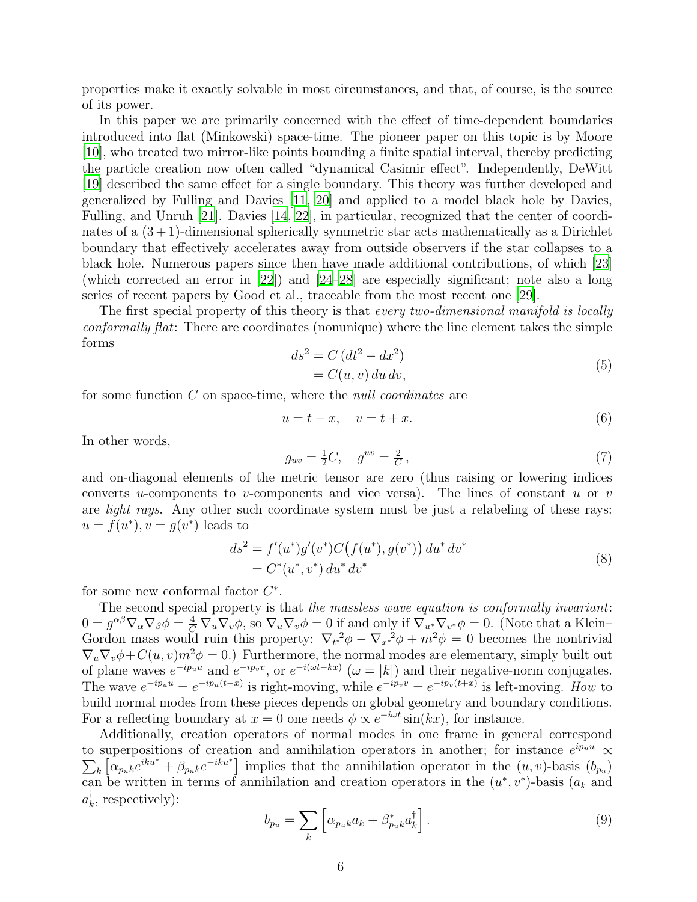properties make it exactly solvable in most circumstances, and that, of course, is the source of its power.

In this paper we are primarily concerned with the effect of time-dependent boundaries introduced into flat (Minkowski) space-time. The pioneer paper on this topic is by Moore [10], who treated two mirror-like points bounding a finite spatial interval, thereby predicting the particle creation now often called "dynamical Casimir effect". Independently, DeWitt [19] described the same effect for a single boundary. This theory was further developed and generalized by Fulling and Davies [11, 20] and applied to a model black hole by Davies, Fulling, and Unruh [21]. Davies [14, 22], in particular, recognized that the center of coordinates of a $(3+1)$-dimensional spherically symmetric star acts mathematically as a Dirichlet boundary that effectively accelerates away from outside observers if the star collapses to a black hole. Numerous papers since then have made additional contributions, of which [23] (which corrected an error in [22]) and [24–28] are especially significant; note also a long series of recent papers by Good et al., traceable from the most recent one [29].

The first special property of this theory is that *every two-dimensional manifold is locally conformally flat*: There are coordinates (nonunique) where the line element takes the simple forms

$$
\begin{aligned}
ds^2 &= C\,(dt^2 - dx^2) \\
&= C(u,v)\,du\,dv,
\end{aligned}
\tag{5}
$$

for some function $C$ on space-time, where the *null coordinates* are

$$
u = t - x, \quad v = t + x. \tag{6}
$$

In other words,

$$
g_{uv} = \tfrac{1}{2}C, \quad g^{uv} = \tfrac{2}{C}, \tag{7}
$$

and on-diagonal elements of the metric tensor are zero (thus raising or lowering indices converts $u$-components to $v$-components and vice versa). The lines of constant $u$ or $v$ are *light rays*. Any other such coordinate system must be just a relabeling of these rays: $u = f(u^*), v = g(v^*)$ leads to

$$
\begin{aligned}
ds^2 &= f'(u^*)g'(v^*)C\big(f(u^*), g(v^*)\big)\,du^*\,dv^* \\
&= C^*(u^*, v^*)\,du^*\,dv^*
\end{aligned}
\tag{8}
$$

for some new conformal factor $C^*$.

The second special property is that *the massless wave equation is conformally invariant*: $0 = g^{\alpha\beta}\nabla_\alpha\nabla_\beta\phi = \frac{4}{C}\,\nabla_u\nabla_v\phi$, so $\nabla_u\nabla_v\phi = 0$ if and only if $\nabla_{u^*}\nabla_{v^*}\phi = 0$. (Note that a Klein–Gordon mass would ruin this property: ${\nabla_{t^*}}^2\phi - {\nabla_{x^*}}^2\phi + m^2\phi = 0$ becomes the nontrivial $\nabla_u\nabla_v\phi + C(u,v)m^2\phi = 0$.) Furthermore, the normal modes are elementary, simply built out of plane waves $e^{-ip_u u}$ and $e^{-ip_v v}$, or $e^{-i(\omega t - kx)}$ ($\omega = |k|$) and their negative-norm conjugates. The wave $e^{-ip_u u} = e^{-ip_u(t-x)}$ is right-moving, while $e^{-ip_v v} = e^{-ip_v(t+x)}$ is left-moving. *How* to build normal modes from these pieces depends on global geometry and boundary conditions. For a reflecting boundary at $x = 0$ one needs $\phi \propto e^{-i\omega t}\sin(kx)$, for instance.

Additionally, creation operators of normal modes in one frame in general correspond to superpositions of creation and annihilation operators in another; for instance $e^{ip_u u} \propto \sum_k \left[\alpha_{p_u k} e^{iku^*} + \beta_{p_u k} e^{-iku^*}\right]$ implies that the annihilation operator in the $(u,v)$-basis ($b_{p_u}$) can be written in terms of annihilation and creation operators in the $(u^*, v^*)$-basis ($a_k$ and $a_k^\dagger$, respectively):

$$
b_{p_u} = \sum_k \left[\alpha_{p_u k} a_k + \beta^*_{p_u k} a_k^\dagger\right]. \tag{9}
$$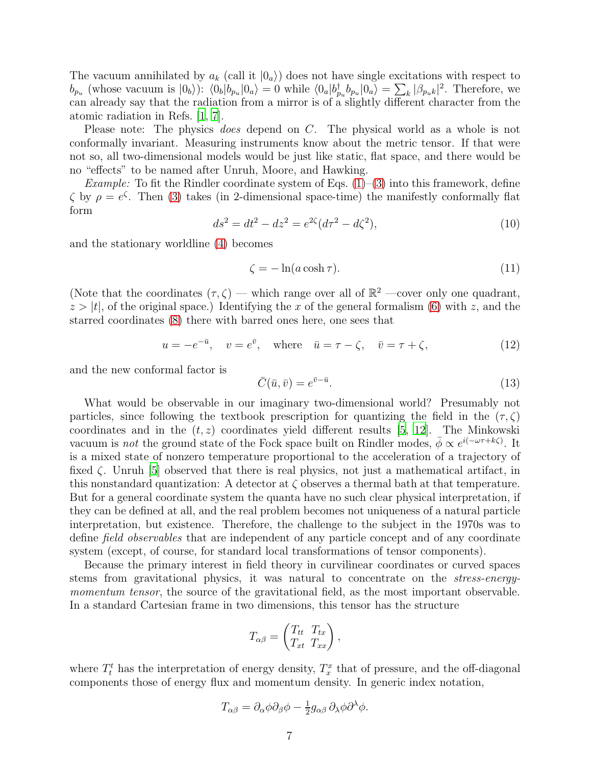The vacuum annihilated by $a_k$ (call it $|0_a\rangle$) does not have single excitations with respect to $b_{p_u}$ (whose vacuum is $|0_b\rangle$): $\langle 0_b|b_{p_u}|0_a\rangle = 0$ while $\langle 0_a|b^\dagger_{p_u} b_{p_u}|0_a\rangle = \sum_k |\beta_{p_u k}|^2$. Therefore, we can already say that the radiation from a mirror is of a slightly different character from the atomic radiation in Refs. [1, 7].

Please note: The physics *does* depend on $C$. The physical world as a whole is not conformally invariant. Measuring instruments know about the metric tensor. If that were not so, all two-dimensional models would be just like static, flat space, and there would be no "effects" to be named after Unruh, Moore, and Hawking.

*Example:* To fit the Rindler coordinate system of Eqs. (1)–(3) into this framework, define $\zeta$ by $\rho = e^\zeta$. Then (3) takes (in 2-dimensional space-time) the manifestly conformally flat form

$$ds^2 = dt^2 - dz^2 = e^{2\zeta}(d\tau^2 - d\zeta^2), \tag{10}$$

and the stationary worldline (4) becomes

$$\zeta = -\ln(a \cosh \tau). \tag{11}$$

(Note that the coordinates $(\tau, \zeta)$ — which range over all of $\mathbb{R}^2$ —cover only one quadrant, $z > |t|$, of the original space.) Identifying the $x$ of the general formalism (6) with $z$, and the starred coordinates (8) there with barred ones here, one sees that

$$u = -e^{-\bar{u}}, \quad v = e^{\bar{v}}, \quad \text{where} \quad \bar{u} = \tau - \zeta, \quad \bar{v} = \tau + \zeta, \tag{12}$$

and the new conformal factor is

$$\bar{C}(\bar{u}, \bar{v}) = e^{\bar{v} - \bar{u}}. \tag{13}$$

What would be observable in our imaginary two-dimensional world? Presumably not particles, since following the textbook prescription for quantizing the field in the $(\tau, \zeta)$ coordinates and in the $(t, z)$ coordinates yield different results [5, 12]. The Minkowski vacuum is *not* the ground state of the Fock space built on Rindler modes, $\bar{\phi} \propto e^{i(-\omega\tau + k\zeta)}$. It is a mixed state of nonzero temperature proportional to the acceleration of a trajectory of fixed $\zeta$. Unruh [5] observed that there is real physics, not just a mathematical artifact, in this nonstandard quantization: A detector at $\zeta$ observes a thermal bath at that temperature. But for a general coordinate system the quanta have no such clear physical interpretation, if they can be defined at all, and the real problem becomes not uniqueness of a natural particle interpretation, but existence. Therefore, the challenge to the subject in the 1970s was to define *field observables* that are independent of any particle concept and of any coordinate system (except, of course, for standard local transformations of tensor components).

Because the primary interest in field theory in curvilinear coordinates or curved spaces stems from gravitational physics, it was natural to concentrate on the *stress-energy-momentum tensor*, the source of the gravitational field, as the most important observable. In a standard Cartesian frame in two dimensions, this tensor has the structure

$$T_{\alpha\beta} = \begin{pmatrix} T_{tt} & T_{tx} \\ T_{xt} & T_{xx} \end{pmatrix},$$

where $T^t_t$ has the interpretation of energy density, $T^x_x$ that of pressure, and the off-diagonal components those of energy flux and momentum density. In generic index notation,

$$T_{\alpha\beta} = \partial_\alpha\phi\partial_\beta\phi - \tfrac{1}{2} g_{\alpha\beta}\, \partial_\lambda\phi\partial^\lambda\phi.$$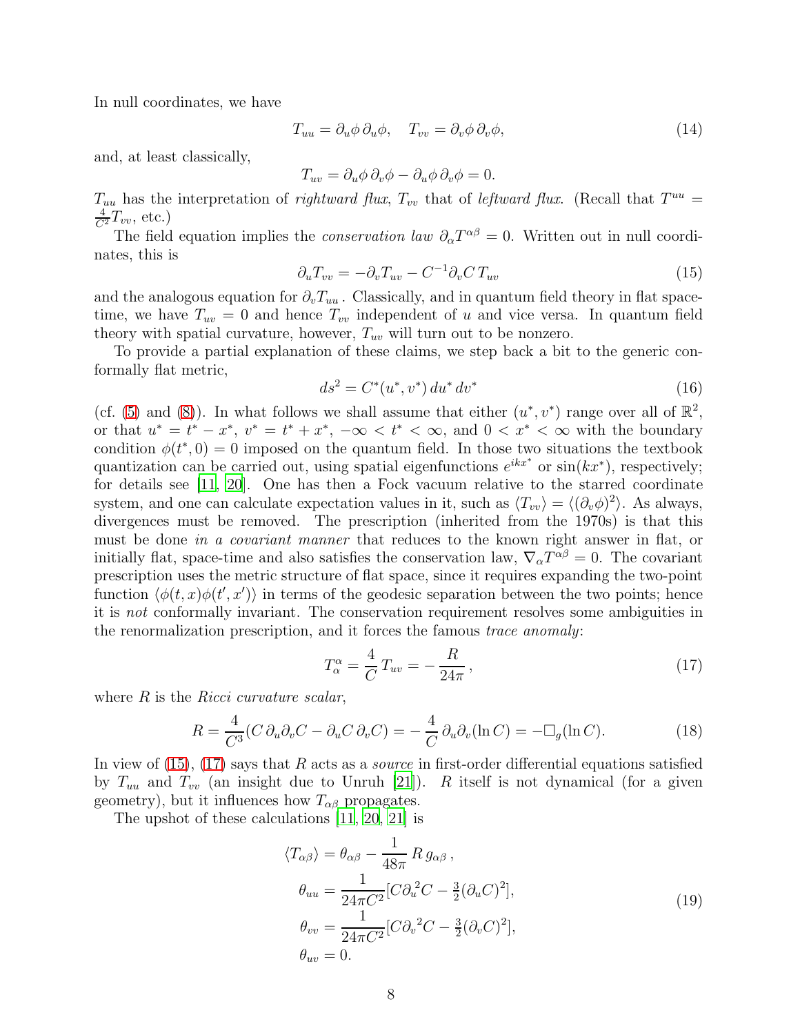In null coordinates, we have

$$T_{uu} = \partial_u\phi\,\partial_u\phi, \quad T_{vv} = \partial_v\phi\,\partial_v\phi, \tag{14}$$

and, at least classically,

$$T_{uv} = \partial_u\phi\,\partial_v\phi - \partial_u\phi\,\partial_v\phi = 0.$$

$T_{uu}$ has the interpretation of *rightward flux*, $T_{vv}$ that of *leftward flux*. (Recall that $T^{uu} = \frac{4}{C^2}T_{vv}$, etc.)

The field equation implies the *conservation law* $\partial_\alpha T^{\alpha\beta} = 0$. Written out in null coordinates, this is

$$\partial_u T_{vv} = -\partial_v T_{uv} - C^{-1}\partial_v C\, T_{uv} \tag{15}$$

and the analogous equation for $\partial_v T_{uu}$. Classically, and in quantum field theory in flat space-time, we have $T_{uv} = 0$ and hence $T_{vv}$ independent of $u$ and vice versa. In quantum field theory with spatial curvature, however, $T_{uv}$ will turn out to be nonzero.

To provide a partial explanation of these claims, we step back a bit to the generic conformally flat metric,

$$ds^2 = C^*(u^*, v^*)\, du^*\, dv^* \tag{16}$$

(cf. (5) and (8)). In what follows we shall assume that either $(u^*, v^*)$ range over all of $\mathbb{R}^2$, or that $u^* = t^* - x^*$, $v^* = t^* + x^*$, $-\infty < t^* < \infty$, and $0 < x^* < \infty$ with the boundary condition $\phi(t^*, 0) = 0$ imposed on the quantum field. In those two situations the textbook quantization can be carried out, using spatial eigenfunctions $e^{ikx^*}$ or $\sin(kx^*)$, respectively; for details see [11, 20]. One has then a Fock vacuum relative to the starred coordinate system, and one can calculate expectation values in it, such as $\langle T_{vv}\rangle = \langle(\partial_v\phi)^2\rangle$. As always, divergences must be removed. The prescription (inherited from the 1970s) is that this must be done *in a covariant manner* that reduces to the known right answer in flat, or initially flat, space-time and also satisfies the conservation law, $\nabla_\alpha T^{\alpha\beta} = 0$. The covariant prescription uses the metric structure of flat space, since it requires expanding the two-point function $\langle\phi(t,x)\phi(t',x')\rangle$ in terms of the geodesic separation between the two points; hence it is *not* conformally invariant. The conservation requirement resolves some ambiguities in the renormalization prescription, and it forces the famous *trace anomaly*:

$$T^\alpha_\alpha = \frac{4}{C}\, T_{uv} = -\frac{R}{24\pi}\,, \tag{17}$$

where $R$ is the *Ricci curvature scalar*,

$$R = \frac{4}{C^3}(C\,\partial_u\partial_v C - \partial_u C\,\partial_v C) = -\frac{4}{C}\,\partial_u\partial_v(\ln C) = -\Box_g(\ln C). \tag{18}$$

In view of (15), (17) says that $R$ acts as a *source* in first-order differential equations satisfied by $T_{uu}$ and $T_{vv}$ (an insight due to Unruh [21]). $R$ itself is not dynamical (for a given geometry), but it influences how $T_{\alpha\beta}$ propagates.

The upshot of these calculations [11, 20, 21] is

$$\begin{aligned}
\langle T_{\alpha\beta}\rangle &= \theta_{\alpha\beta} - \frac{1}{48\pi}\, R\, g_{\alpha\beta}\,, \\
\theta_{uu} &= \frac{1}{24\pi C^2}[C\partial_u{}^2 C - \tfrac{3}{2}(\partial_u C)^2], \\
\theta_{vv} &= \frac{1}{24\pi C^2}[C\partial_v{}^2 C - \tfrac{3}{2}(\partial_v C)^2], \\
\theta_{uv} &= 0.
\end{aligned} \tag{19}$$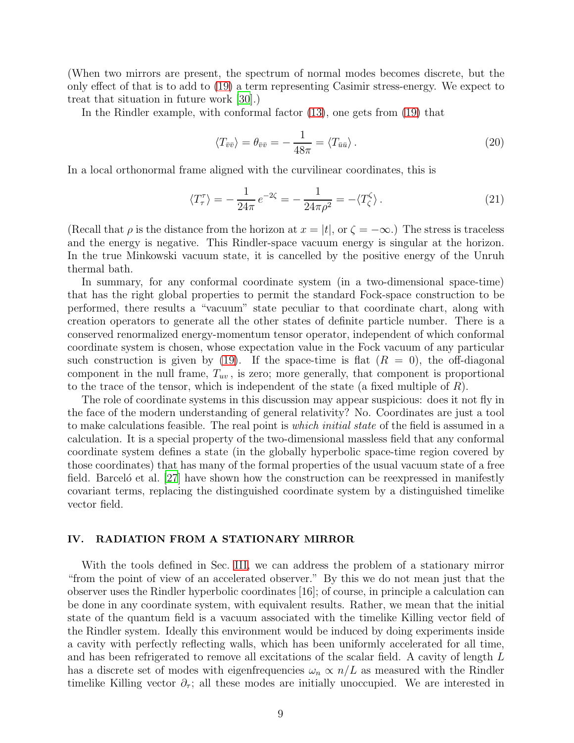(When two mirrors are present, the spectrum of normal modes becomes discrete, but the only effect of that is to add to (19) a term representing Casimir stress-energy. We expect to treat that situation in future work [30].)

In the Rindler example, with conformal factor (13), one gets from (19) that

$$\langle T_{\bar{v}\bar{v}} \rangle = \theta_{\bar{v}\bar{v}} = -\frac{1}{48\pi} = \langle T_{\bar{u}\bar{u}} \rangle \,. \tag{20}$$

In a local orthonormal frame aligned with the curvilinear coordinates, this is

$$\langle T^{\tau}_{\ \tau} \rangle = -\frac{1}{24\pi}\, e^{-2\zeta} = -\frac{1}{24\pi\rho^2} = -\langle T^{\zeta}_{\ \zeta} \rangle \,. \tag{21}$$

(Recall that $\rho$ is the distance from the horizon at $x = |t|$, or $\zeta = -\infty$.) The stress is traceless and the energy is negative. This Rindler-space vacuum energy is singular at the horizon. In the true Minkowski vacuum state, it is cancelled by the positive energy of the Unruh thermal bath.

In summary, for any conformal coordinate system (in a two-dimensional space-time) that has the right global properties to permit the standard Fock-space construction to be performed, there results a "vacuum" state peculiar to that coordinate chart, along with creation operators to generate all the other states of definite particle number. There is a conserved renormalized energy-momentum tensor operator, independent of which conformal coordinate system is chosen, whose expectation value in the Fock vacuum of any particular such construction is given by (19). If the space-time is flat ($R = 0$), the off-diagonal component in the null frame, $T_{uv}$, is zero; more generally, that component is proportional to the trace of the tensor, which is independent of the state (a fixed multiple of $R$).

The role of coordinate systems in this discussion may appear suspicious: does it not fly in the face of the modern understanding of general relativity? No. Coordinates are just a tool to make calculations feasible. The real point is *which initial state* of the field is assumed in a calculation. It is a special property of the two-dimensional massless field that any conformal coordinate system defines a state (in the globally hyperbolic space-time region covered by those coordinates) that has many of the formal properties of the usual vacuum state of a free field. Barceló et al. [27] have shown how the construction can be reexpressed in manifestly covariant terms, replacing the distinguished coordinate system by a distinguished timelike vector field.

## IV. RADIATION FROM A STATIONARY MIRROR

With the tools defined in Sec. III, we can address the problem of a stationary mirror "from the point of view of an accelerated observer." By this we do not mean just that the observer uses the Rindler hyperbolic coordinates [16]; of course, in principle a calculation can be done in any coordinate system, with equivalent results. Rather, we mean that the initial state of the quantum field is a vacuum associated with the timelike Killing vector field of the Rindler system. Ideally this environment would be induced by doing experiments inside a cavity with perfectly reflecting walls, which has been uniformly accelerated for all time, and has been refrigerated to remove all excitations of the scalar field. A cavity of length $L$ has a discrete set of modes with eigenfrequencies $\omega_n \propto n/L$ as measured with the Rindler timelike Killing vector $\partial_\tau$; all these modes are initially unoccupied. We are interested in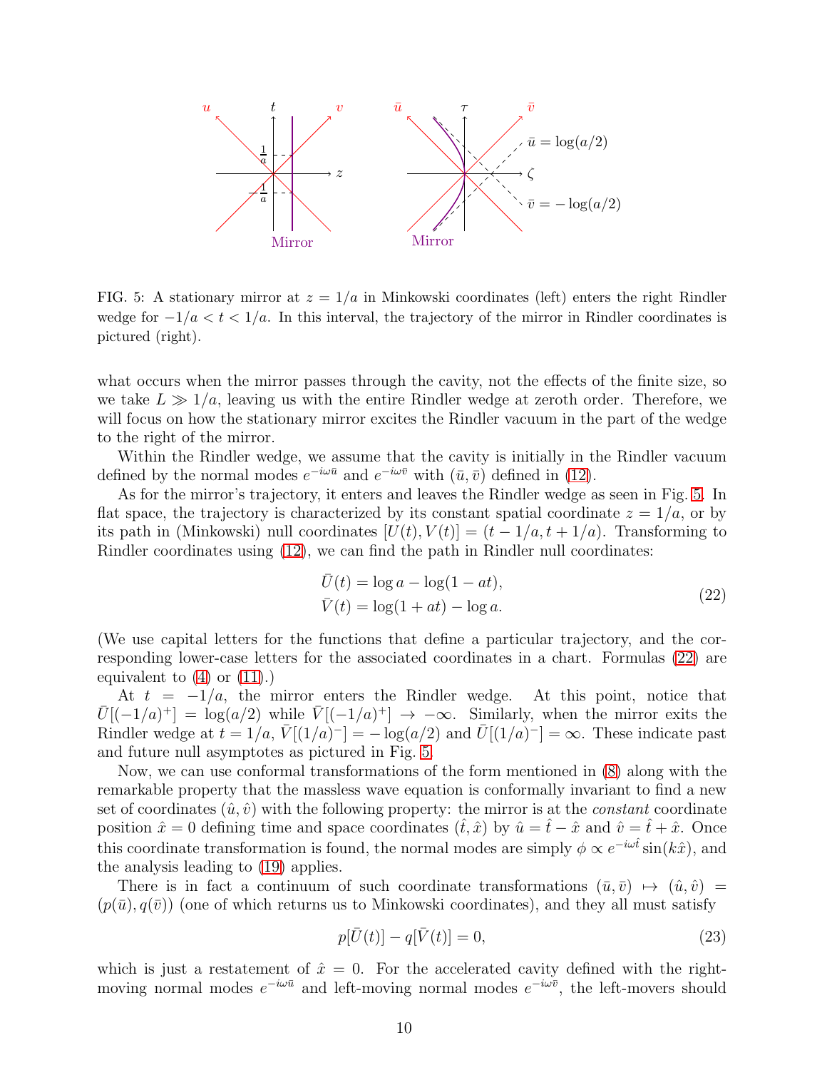FIG. 5: A stationary mirror at $z = 1/a$ in Minkowski coordinates (left) enters the right Rindler wedge for $-1/a < t < 1/a$. In this interval, the trajectory of the mirror in Rindler coordinates is pictured (right).

what occurs when the mirror passes through the cavity, not the effects of the finite size, so we take $L \gg 1/a$, leaving us with the entire Rindler wedge at zeroth order. Therefore, we will focus on how the stationary mirror excites the Rindler vacuum in the part of the wedge to the right of the mirror.

Within the Rindler wedge, we assume that the cavity is initially in the Rindler vacuum defined by the normal modes $e^{-i\omega\bar{u}}$ and $e^{-i\omega\bar{v}}$ with $(\bar{u}, \bar{v})$ defined in (12).

As for the mirror's trajectory, it enters and leaves the Rindler wedge as seen in Fig. 5. In flat space, the trajectory is characterized by its constant spatial coordinate $z = 1/a$, or by its path in (Minkowski) null coordinates $[U(t), V(t)] = (t - 1/a, t + 1/a)$. Transforming to Rindler coordinates using (12), we can find the path in Rindler null coordinates:

$$\begin{aligned}\bar{U}(t) &= \log a - \log(1 - at), \\ \bar{V}(t) &= \log(1 + at) - \log a.\end{aligned} \tag{22}$$

(We use capital letters for the functions that define a particular trajectory, and the corresponding lower-case letters for the associated coordinates in a chart. Formulas (22) are equivalent to (4) or (11).)

At $t = -1/a$, the mirror enters the Rindler wedge. At this point, notice that $\bar{U}[(-1/a)^+] = \log(a/2)$ while $\bar{V}[(-1/a)^+] \to -\infty$. Similarly, when the mirror exits the Rindler wedge at $t = 1/a$, $\bar{V}[(1/a)^-] = -\log(a/2)$ and $\bar{U}[(1/a)^-] = \infty$. These indicate past and future null asymptotes as pictured in Fig. 5.

Now, we can use conformal transformations of the form mentioned in (8) along with the remarkable property that the massless wave equation is conformally invariant to find a new set of coordinates $(\hat{u}, \hat{v})$ with the following property: the mirror is at the *constant* coordinate position $\hat{x} = 0$ defining time and space coordinates $(\hat{t}, \hat{x})$ by $\hat{u} = \hat{t} - \hat{x}$ and $\hat{v} = \hat{t} + \hat{x}$. Once this coordinate transformation is found, the normal modes are simply $\phi \propto e^{-i\omega\hat{t}} \sin(k\hat{x})$, and the analysis leading to (19) applies.

There is in fact a continuum of such coordinate transformations $(\bar{u}, \bar{v}) \mapsto (\hat{u}, \hat{v}) = (p(\bar{u}), q(\bar{v}))$ (one of which returns us to Minkowski coordinates), and they all must satisfy

$$p[\bar{U}(t)] - q[\bar{V}(t)] = 0, \tag{23}$$

which is just a restatement of $\hat{x} = 0$. For the accelerated cavity defined with the right-moving normal modes $e^{-i\omega\bar{u}}$ and left-moving normal modes $e^{-i\omega\bar{v}}$, the left-movers should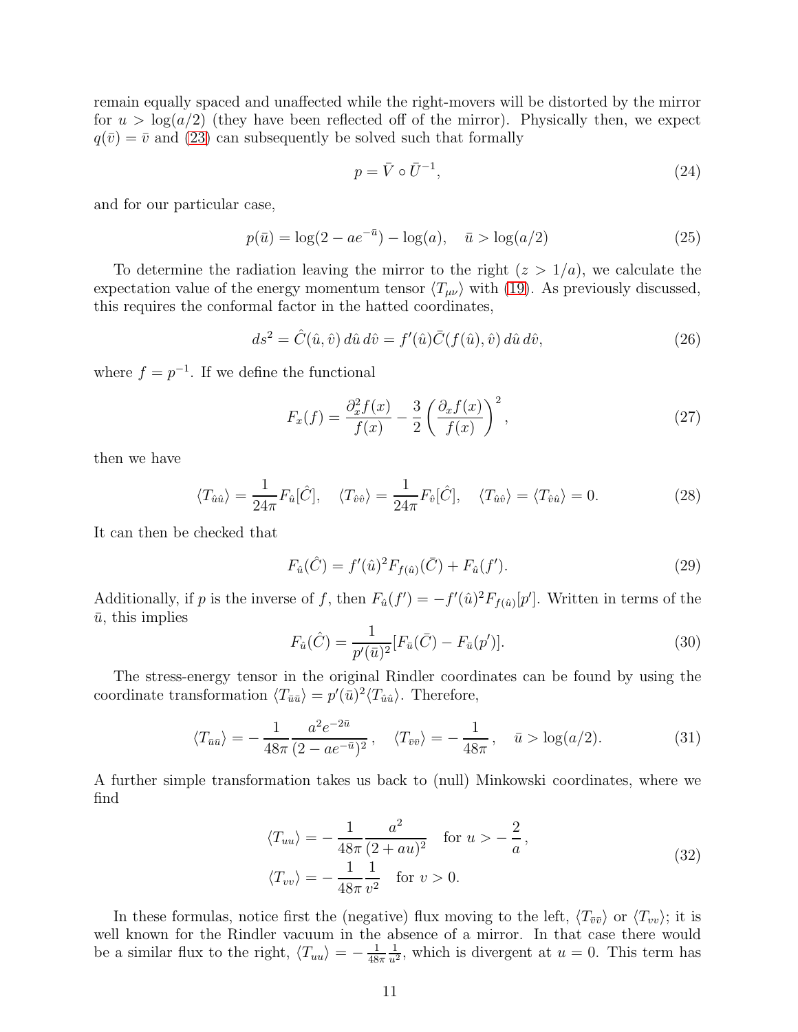remain equally spaced and unaffected while the right-movers will be distorted by the mirror for $u > \log(a/2)$ (they have been reflected off of the mirror). Physically then, we expect $q(\bar{v}) = \bar{v}$ and (23) can subsequently be solved such that formally

$$p = \bar{V} \circ \bar{U}^{-1}, \tag{24}$$

and for our particular case,

$$p(\bar{u}) = \log(2 - ae^{-\bar{u}}) - \log(a), \quad \bar{u} > \log(a/2) \tag{25}$$

To determine the radiation leaving the mirror to the right ($z > 1/a$), we calculate the expectation value of the energy momentum tensor $\langle T_{\mu\nu} \rangle$ with (19). As previously discussed, this requires the conformal factor in the hatted coordinates,

$$ds^2 = \hat{C}(\hat{u}, \hat{v})\, d\hat{u}\, d\hat{v} = f'(\hat{u})\bar{C}(f(\hat{u}), \hat{v})\, d\hat{u}\, d\hat{v}, \tag{26}$$

where $f = p^{-1}$. If we define the functional

$$F_x(f) = \frac{\partial_x^2 f(x)}{f(x)} - \frac{3}{2}\left(\frac{\partial_x f(x)}{f(x)}\right)^2, \tag{27}$$

then we have

$$\langle T_{\hat{u}\hat{u}} \rangle = \frac{1}{24\pi} F_{\hat{u}}[\hat{C}], \quad \langle T_{\hat{v}\hat{v}} \rangle = \frac{1}{24\pi} F_{\hat{v}}[\hat{C}], \quad \langle T_{\hat{u}\hat{v}} \rangle = \langle T_{\hat{v}\hat{u}} \rangle = 0. \tag{28}$$

It can then be checked that

$$F_{\hat{u}}(\hat{C}) = f'(\hat{u})^2 F_{f(\hat{u})}(\bar{C}) + F_{\hat{u}}(f'). \tag{29}$$

Additionally, if $p$ is the inverse of $f$, then $F_{\hat{u}}(f') = -f'(\hat{u})^2 F_{f(\hat{u})}[p']$. Written in terms of the $\bar{u}$, this implies

$$F_{\hat{u}}(\hat{C}) = \frac{1}{p'(\bar{u})^2}[F_{\bar{u}}(\bar{C}) - F_{\bar{u}}(p')]. \tag{30}$$

The stress-energy tensor in the original Rindler coordinates can be found by using the coordinate transformation $\langle T_{\bar{u}\bar{u}} \rangle = p'(\bar{u})^2 \langle T_{\hat{u}\hat{u}} \rangle$. Therefore,

$$\langle T_{\bar{u}\bar{u}} \rangle = -\frac{1}{48\pi}\frac{a^2 e^{-2\bar{u}}}{(2 - ae^{-\bar{u}})^2}\,, \quad \langle T_{\bar{v}\bar{v}} \rangle = -\frac{1}{48\pi}\,, \quad \bar{u} > \log(a/2). \tag{31}$$

A further simple transformation takes us back to (null) Minkowski coordinates, where we find

$$\begin{aligned} \langle T_{uu} \rangle &= -\frac{1}{48\pi}\frac{a^2}{(2 + au)^2} \quad \text{for } u > -\frac{2}{a}\,, \\ \langle T_{vv} \rangle &= -\frac{1}{48\pi}\frac{1}{v^2} \quad \text{for } v > 0. \end{aligned} \tag{32}$$

In these formulas, notice first the (negative) flux moving to the left, $\langle T_{\bar{v}\bar{v}} \rangle$ or $\langle T_{vv} \rangle$; it is well known for the Rindler vacuum in the absence of a mirror. In that case there would be a similar flux to the right, $\langle T_{uu} \rangle = -\frac{1}{48\pi}\frac{1}{u^2}$, which is divergent at $u = 0$. This term has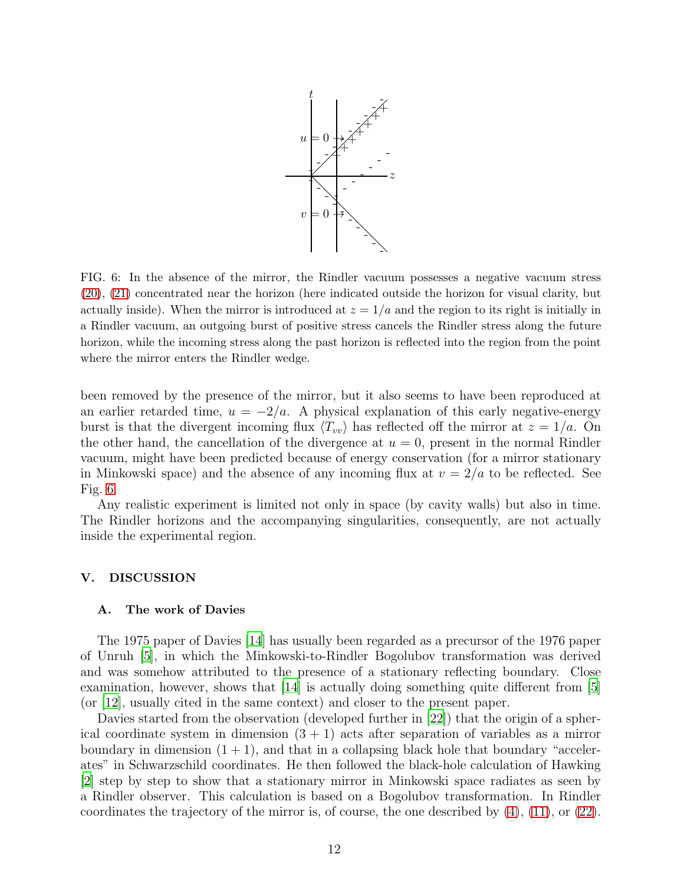FIG. 6: In the absence of the mirror, the Rindler vacuum possesses a negative vacuum stress (20), (21) concentrated near the horizon (here indicated outside the horizon for visual clarity, but actually inside). When the mirror is introduced at $z = 1/a$ and the region to its right is initially in a Rindler vacuum, an outgoing burst of positive stress cancels the Rindler stress along the future horizon, while the incoming stress along the past horizon is reflected into the region from the point where the mirror enters the Rindler wedge.

been removed by the presence of the mirror, but it also seems to have been reproduced at an earlier retarded time, $u = -2/a$. A physical explanation of this early negative-energy burst is that the divergent incoming flux $\langle T_{vv} \rangle$ has reflected off the mirror at $z = 1/a$. On the other hand, the cancellation of the divergence at $u = 0$, present in the normal Rindler vacuum, might have been predicted because of energy conservation (for a mirror stationary in Minkowski space) and the absence of any incoming flux at $v = 2/a$ to be reflected. See Fig. 6.

Any realistic experiment is limited not only in space (by cavity walls) but also in time. The Rindler horizons and the accompanying singularities, consequently, are not actually inside the experimental region.

## V. DISCUSSION

### A. The work of Davies

The 1975 paper of Davies [14] has usually been regarded as a precursor of the 1976 paper of Unruh [5], in which the Minkowski-to-Rindler Bogolubov transformation was derived and was somehow attributed to the presence of a stationary reflecting boundary. Close examination, however, shows that [14] is actually doing something quite different from [5] (or [12], usually cited in the same context) and closer to the present paper.

Davies started from the observation (developed further in [22]) that the origin of a spherical coordinate system in dimension $(3 + 1)$ acts after separation of variables as a mirror boundary in dimension $(1 + 1)$, and that in a collapsing black hole that boundary "accelerates" in Schwarzschild coordinates. He then followed the black-hole calculation of Hawking [2] step by step to show that a stationary mirror in Minkowski space radiates as seen by a Rindler observer. This calculation is based on a Bogolubov transformation. In Rindler coordinates the trajectory of the mirror is, of course, the one described by (4), (11), or (22).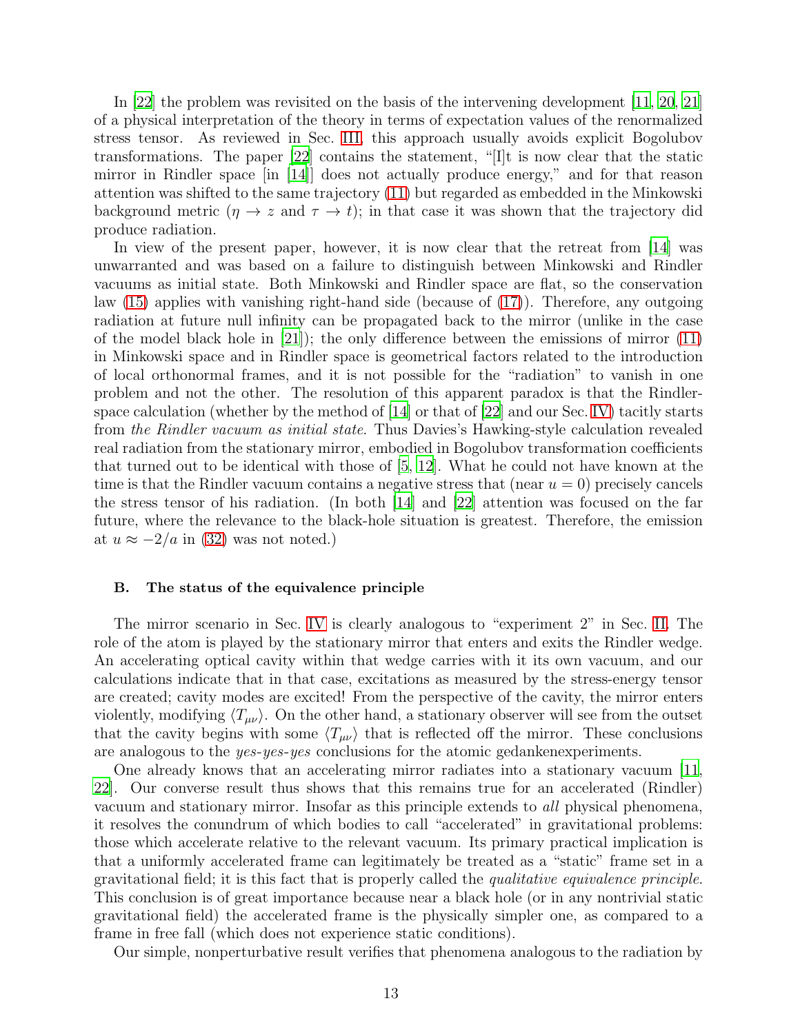In [22] the problem was revisited on the basis of the intervening development [11, 20, 21] of a physical interpretation of the theory in terms of expectation values of the renormalized stress tensor. As reviewed in Sec. III, this approach usually avoids explicit Bogolubov transformations. The paper [22] contains the statement, "[I]t is now clear that the static mirror in Rindler space [in [14]] does not actually produce energy," and for that reason attention was shifted to the same trajectory (11) but regarded as embedded in the Minkowski background metric ($\eta \to z$ and $\tau \to t$); in that case it was shown that the trajectory did produce radiation.

In view of the present paper, however, it is now clear that the retreat from [14] was unwarranted and was based on a failure to distinguish between Minkowski and Rindler vacuums as initial state. Both Minkowski and Rindler space are flat, so the conservation law (15) applies with vanishing right-hand side (because of (17)). Therefore, any outgoing radiation at future null infinity can be propagated back to the mirror (unlike in the case of the model black hole in [21]); the only difference between the emissions of mirror (11) in Minkowski space and in Rindler space is geometrical factors related to the introduction of local orthonormal frames, and it is not possible for the "radiation" to vanish in one problem and not the other. The resolution of this apparent paradox is that the Rindler-space calculation (whether by the method of [14] or that of [22] and our Sec. IV) tacitly starts from *the Rindler vacuum as initial state*. Thus Davies's Hawking-style calculation revealed real radiation from the stationary mirror, embodied in Bogolubov transformation coefficients that turned out to be identical with those of [5, 12]. What he could not have known at the time is that the Rindler vacuum contains a negative stress that (near $u = 0$) precisely cancels the stress tensor of his radiation. (In both [14] and [22] attention was focused on the far future, where the relevance to the black-hole situation is greatest. Therefore, the emission at $u \approx -2/a$ in (32) was not noted.)

### B. The status of the equivalence principle

The mirror scenario in Sec. IV is clearly analogous to "experiment 2" in Sec. II. The role of the atom is played by the stationary mirror that enters and exits the Rindler wedge. An accelerating optical cavity within that wedge carries with it its own vacuum, and our calculations indicate that in that case, excitations as measured by the stress-energy tensor are created; cavity modes are excited! From the perspective of the cavity, the mirror enters violently, modifying $\langle T_{\mu\nu} \rangle$. On the other hand, a stationary observer will see from the outset that the cavity begins with some $\langle T_{\mu\nu} \rangle$ that is reflected off the mirror. These conclusions are analogous to the *yes-yes-yes* conclusions for the atomic gedankenexperiments.

One already knows that an accelerating mirror radiates into a stationary vacuum [11, 22]. Our converse result thus shows that this remains true for an accelerated (Rindler) vacuum and stationary mirror. Insofar as this principle extends to *all* physical phenomena, it resolves the conundrum of which bodies to call "accelerated" in gravitational problems: those which accelerate relative to the relevant vacuum. Its primary practical implication is that a uniformly accelerated frame can legitimately be treated as a "static" frame set in a gravitational field; it is this fact that is properly called the *qualitative equivalence principle*. This conclusion is of great importance because near a black hole (or in any nontrivial static gravitational field) the accelerated frame is the physically simpler one, as compared to a frame in free fall (which does not experience static conditions).

Our simple, nonperturbative result verifies that phenomena analogous to the radiation by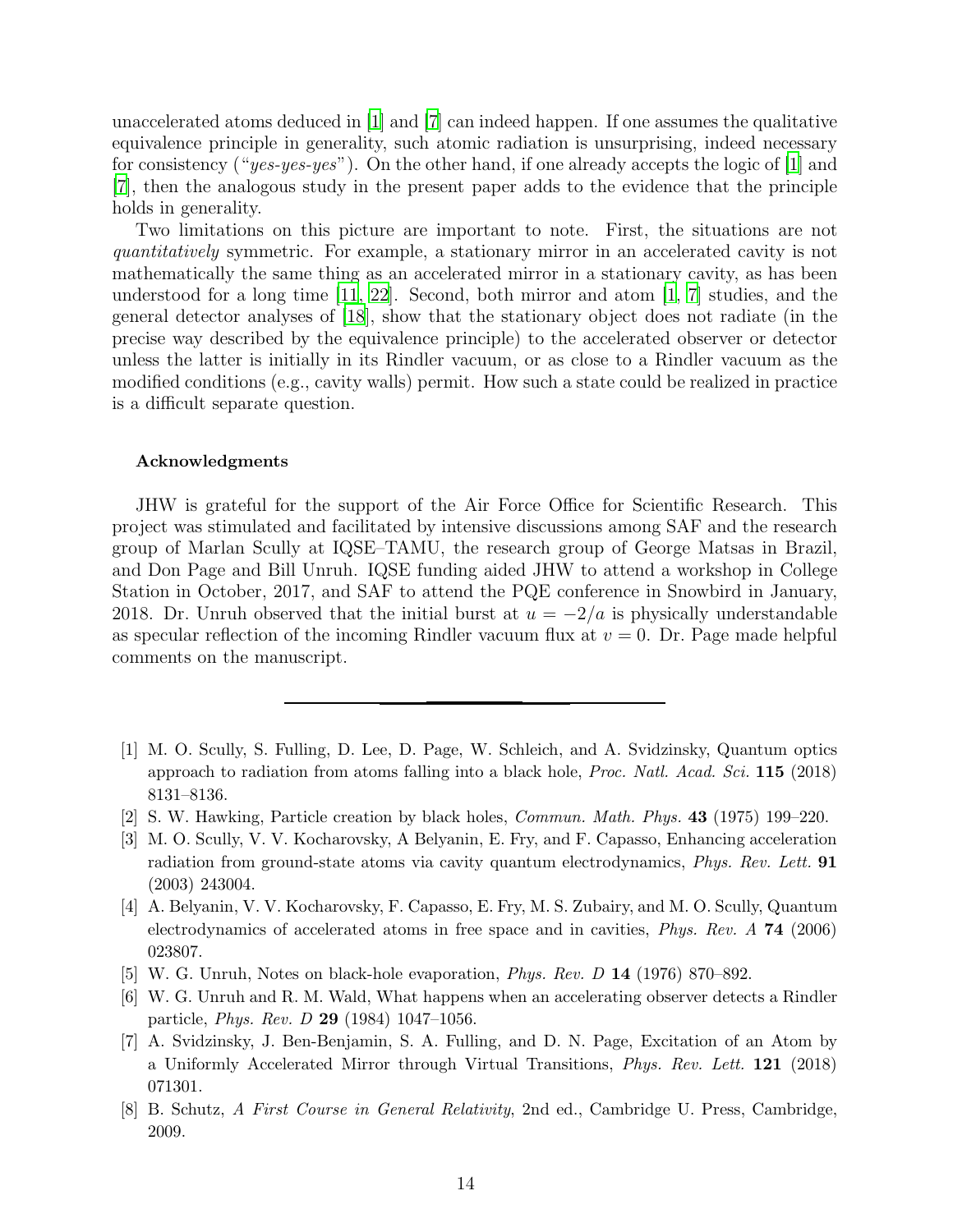unaccelerated atoms deduced in [1] and [7] can indeed happen. If one assumes the qualitative equivalence principle in generality, such atomic radiation is unsurprising, indeed necessary for consistency ("*yes-yes-yes*"). On the other hand, if one already accepts the logic of [1] and [7], then the analogous study in the present paper adds to the evidence that the principle holds in generality.

Two limitations on this picture are important to note. First, the situations are not *quantitatively* symmetric. For example, a stationary mirror in an accelerated cavity is not mathematically the same thing as an accelerated mirror in a stationary cavity, as has been understood for a long time [11, 22]. Second, both mirror and atom [1, 7] studies, and the general detector analyses of [18], show that the stationary object does not radiate (in the precise way described by the equivalence principle) to the accelerated observer or detector unless the latter is initially in its Rindler vacuum, or as close to a Rindler vacuum as the modified conditions (e.g., cavity walls) permit. How such a state could be realized in practice is a difficult separate question.

#### Acknowledgments

JHW is grateful for the support of the Air Force Office for Scientific Research. This project was stimulated and facilitated by intensive discussions among SAF and the research group of Marlan Scully at IQSE–TAMU, the research group of George Matsas in Brazil, and Don Page and Bill Unruh. IQSE funding aided JHW to attend a workshop in College Station in October, 2017, and SAF to attend the PQE conference in Snowbird in January, 2018. Dr. Unruh observed that the initial burst at $u = -2/a$ is physically understandable as specular reflection of the incoming Rindler vacuum flux at $v = 0$. Dr. Page made helpful comments on the manuscript.

---

[1] M. O. Scully, S. Fulling, D. Lee, D. Page, W. Schleich, and A. Svidzinsky, Quantum optics approach to radiation from atoms falling into a black hole, *Proc. Natl. Acad. Sci.* **115** (2018) 8131–8136.

[2] S. W. Hawking, Particle creation by black holes, *Commun. Math. Phys.* **43** (1975) 199–220.

[3] M. O. Scully, V. V. Kocharovsky, A Belyanin, E. Fry, and F. Capasso, Enhancing acceleration radiation from ground-state atoms via cavity quantum electrodynamics, *Phys. Rev. Lett.* **91** (2003) 243004.

[4] A. Belyanin, V. V. Kocharovsky, F. Capasso, E. Fry, M. S. Zubairy, and M. O. Scully, Quantum electrodynamics of accelerated atoms in free space and in cavities, *Phys. Rev. A* **74** (2006) 023807.

[5] W. G. Unruh, Notes on black-hole evaporation, *Phys. Rev. D* **14** (1976) 870–892.

[6] W. G. Unruh and R. M. Wald, What happens when an accelerating observer detects a Rindler particle, *Phys. Rev. D* **29** (1984) 1047–1056.

[7] A. Svidzinsky, J. Ben-Benjamin, S. A. Fulling, and D. N. Page, Excitation of an Atom by a Uniformly Accelerated Mirror through Virtual Transitions, *Phys. Rev. Lett.* **121** (2018) 071301.

[8] B. Schutz, *A First Course in General Relativity*, 2nd ed., Cambridge U. Press, Cambridge, 2009.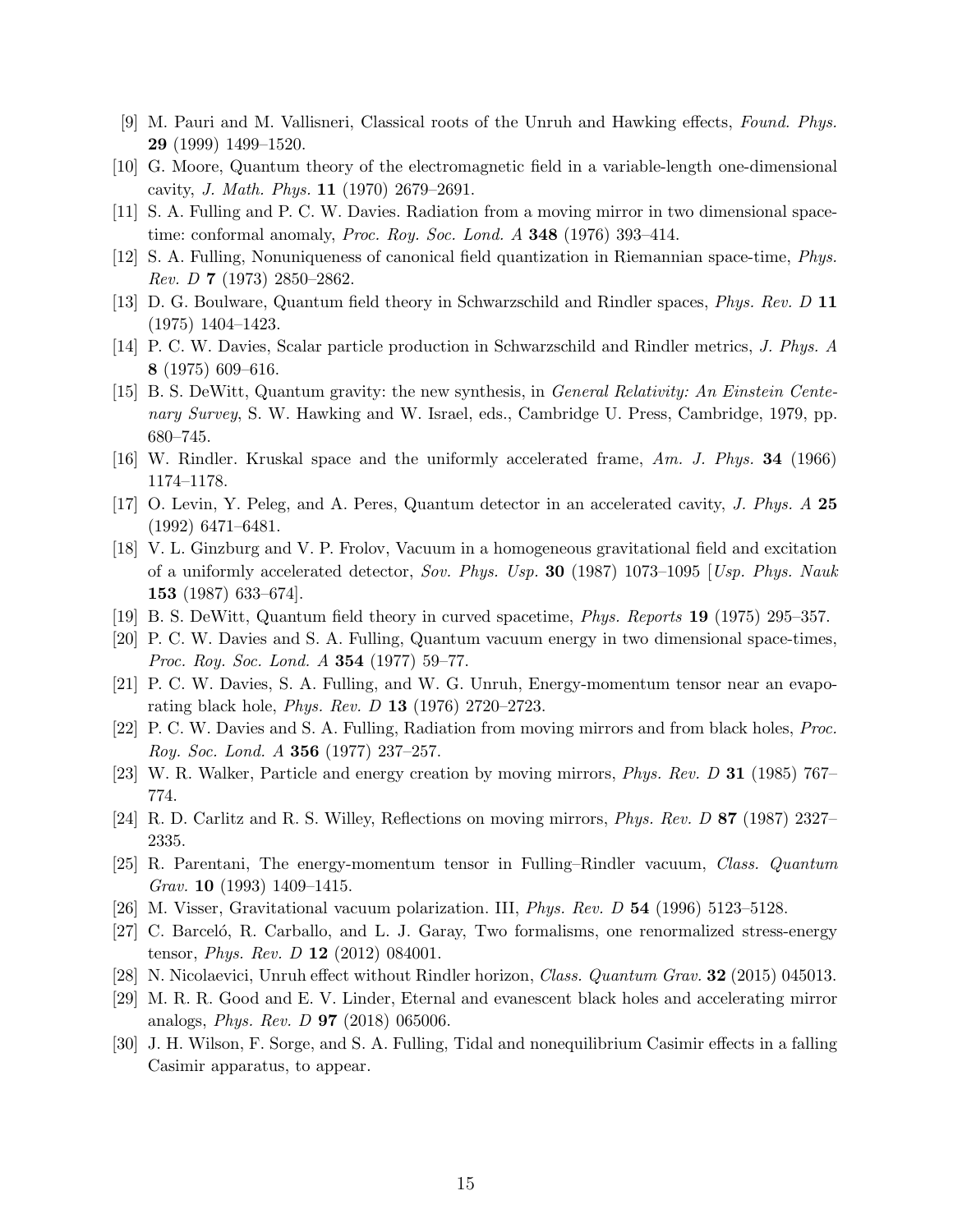[9] M. Pauri and M. Vallisneri, Classical roots of the Unruh and Hawking effects, *Found. Phys.* **29** (1999) 1499–1520.

[10] G. Moore, Quantum theory of the electromagnetic field in a variable-length one-dimensional cavity, *J. Math. Phys.* **11** (1970) 2679–2691.

[11] S. A. Fulling and P. C. W. Davies. Radiation from a moving mirror in two dimensional space-time: conformal anomaly, *Proc. Roy. Soc. Lond. A* **348** (1976) 393–414.

[12] S. A. Fulling, Nonuniqueness of canonical field quantization in Riemannian space-time, *Phys. Rev. D* **7** (1973) 2850–2862.

[13] D. G. Boulware, Quantum field theory in Schwarzschild and Rindler spaces, *Phys. Rev. D* **11** (1975) 1404–1423.

[14] P. C. W. Davies, Scalar particle production in Schwarzschild and Rindler metrics, *J. Phys. A* **8** (1975) 609–616.

[15] B. S. DeWitt, Quantum gravity: the new synthesis, in *General Relativity: An Einstein Centenary Survey*, S. W. Hawking and W. Israel, eds., Cambridge U. Press, Cambridge, 1979, pp. 680–745.

[16] W. Rindler. Kruskal space and the uniformly accelerated frame, *Am. J. Phys.* **34** (1966) 1174–1178.

[17] O. Levin, Y. Peleg, and A. Peres, Quantum detector in an accelerated cavity, *J. Phys. A* **25** (1992) 6471–6481.

[18] V. L. Ginzburg and V. P. Frolov, Vacuum in a homogeneous gravitational field and excitation of a uniformly accelerated detector, *Sov. Phys. Usp.* **30** (1987) 1073–1095 [*Usp. Phys. Nauk* **153** (1987) 633–674].

[19] B. S. DeWitt, Quantum field theory in curved spacetime, *Phys. Reports* **19** (1975) 295–357.

[20] P. C. W. Davies and S. A. Fulling, Quantum vacuum energy in two dimensional space-times, *Proc. Roy. Soc. Lond. A* **354** (1977) 59–77.

[21] P. C. W. Davies, S. A. Fulling, and W. G. Unruh, Energy-momentum tensor near an evaporating black hole, *Phys. Rev. D* **13** (1976) 2720–2723.

[22] P. C. W. Davies and S. A. Fulling, Radiation from moving mirrors and from black holes, *Proc. Roy. Soc. Lond. A* **356** (1977) 237–257.

[23] W. R. Walker, Particle and energy creation by moving mirrors, *Phys. Rev. D* **31** (1985) 767–774.

[24] R. D. Carlitz and R. S. Willey, Reflections on moving mirrors, *Phys. Rev. D* **87** (1987) 2327–2335.

[25] R. Parentani, The energy-momentum tensor in Fulling–Rindler vacuum, *Class. Quantum Grav.* **10** (1993) 1409–1415.

[26] M. Visser, Gravitational vacuum polarization. III, *Phys. Rev. D* **54** (1996) 5123–5128.

[27] C. Barceló, R. Carballo, and L. J. Garay, Two formalisms, one renormalized stress-energy tensor, *Phys. Rev. D* **12** (2012) 084001.

[28] N. Nicolaevici, Unruh effect without Rindler horizon, *Class. Quantum Grav.* **32** (2015) 045013.

[29] M. R. R. Good and E. V. Linder, Eternal and evanescent black holes and accelerating mirror analogs, *Phys. Rev. D* **97** (2018) 065006.

[30] J. H. Wilson, F. Sorge, and S. A. Fulling, Tidal and nonequilibrium Casimir effects in a falling Casimir apparatus, to appear.